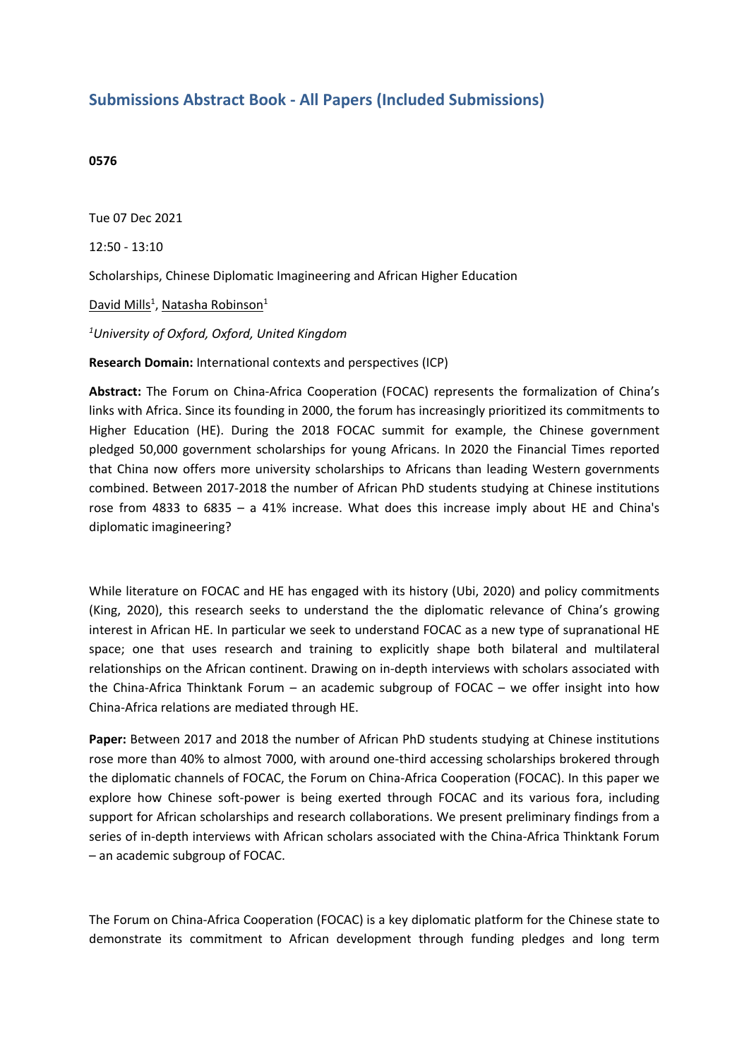# Submissions Abstract Book - All Papers (Included Submissions)

**0576**

Tue 07 Dec 2021

12:50 - 13:10

Scholarships, Chinese Diplomatic Imagineering and African Higher Education

David Mills[1], Natasha Robinson[1]

*[1]University of Oxford, Oxford, United Kingdom*

**Research Domain:** International contexts and perspectives (ICP)

**Abstract:** The Forum on China-Africa Cooperation (FOCAC) represents the formalization of China's links with Africa. Since its founding in 2000, the forum has increasingly prioritized its commitments to Higher Education (HE). During the 2018 FOCAC summit for example, the Chinese government pledged 50,000 government scholarships for young Africans. In 2020 the Financial Times reported that China now offers more university scholarships to Africans than leading Western governments combined. Between 2017-2018 the number of African PhD students studying at Chinese institutions rose from 4833 to 6835 – a 41% increase. What does this increase imply about HE and China's diplomatic imagineering?

While literature on FOCAC and HE has engaged with its history (Ubi, 2020) and policy commitments (King, 2020), this research seeks to understand the the diplomatic relevance of China's growing interest in African HE. In particular we seek to understand FOCAC as a new type of supranational HE space; one that uses research and training to explicitly shape both bilateral and multilateral relationships on the African continent. Drawing on in-depth interviews with scholars associated with the China-Africa Thinktank Forum – an academic subgroup of FOCAC – we offer insight into how China-Africa relations are mediated through HE.

**Paper:** Between 2017 and 2018 the number of African PhD students studying at Chinese institutions rose more than 40% to almost 7000, with around one-third accessing scholarships brokered through the diplomatic channels of FOCAC, the Forum on China-Africa Cooperation (FOCAC). In this paper we explore how Chinese soft-power is being exerted through FOCAC and its various fora, including support for African scholarships and research collaborations. We present preliminary findings from a series of in-depth interviews with African scholars associated with the China-Africa Thinktank Forum – an academic subgroup of FOCAC.

The Forum on China-Africa Cooperation (FOCAC) is a key diplomatic platform for the Chinese state to demonstrate its commitment to African development through funding pledges and long term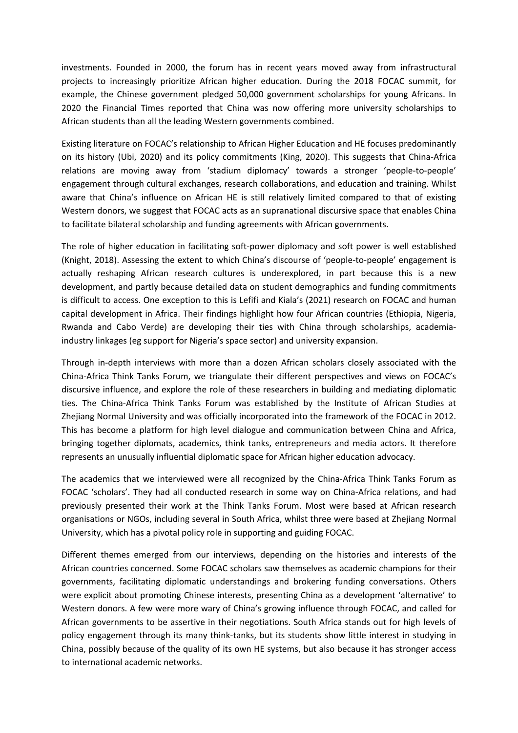investments. Founded in 2000, the forum has in recent years moved away from infrastructural projects to increasingly prioritize African higher education. During the 2018 FOCAC summit, for example, the Chinese government pledged 50,000 government scholarships for young Africans. In 2020 the Financial Times reported that China was now offering more university scholarships to African students than all the leading Western governments combined.

Existing literature on FOCAC's relationship to African Higher Education and HE focuses predominantly on its history (Ubi, 2020) and its policy commitments (King, 2020). This suggests that China-Africa relations are moving away from 'stadium diplomacy' towards a stronger 'people-to-people' engagement through cultural exchanges, research collaborations, and education and training. Whilst aware that China's influence on African HE is still relatively limited compared to that of existing Western donors, we suggest that FOCAC acts as an supranational discursive space that enables China to facilitate bilateral scholarship and funding agreements with African governments.

The role of higher education in facilitating soft-power diplomacy and soft power is well established (Knight, 2018). Assessing the extent to which China's discourse of 'people-to-people' engagement is actually reshaping African research cultures is underexplored, in part because this is a new development, and partly because detailed data on student demographics and funding commitments is difficult to access. One exception to this is Lefifi and Kiala's (2021) research on FOCAC and human capital development in Africa. Their findings highlight how four African countries (Ethiopia, Nigeria, Rwanda and Cabo Verde) are developing their ties with China through scholarships, academia-industry linkages (eg support for Nigeria's space sector) and university expansion.

Through in-depth interviews with more than a dozen African scholars closely associated with the China-Africa Think Tanks Forum, we triangulate their different perspectives and views on FOCAC's discursive influence, and explore the role of these researchers in building and mediating diplomatic ties. The China-Africa Think Tanks Forum was established by the Institute of African Studies at Zhejiang Normal University and was officially incorporated into the framework of the FOCAC in 2012. This has become a platform for high level dialogue and communication between China and Africa, bringing together diplomats, academics, think tanks, entrepreneurs and media actors. It therefore represents an unusually influential diplomatic space for African higher education advocacy.

The academics that we interviewed were all recognized by the China-Africa Think Tanks Forum as FOCAC 'scholars'. They had all conducted research in some way on China-Africa relations, and had previously presented their work at the Think Tanks Forum. Most were based at African research organisations or NGOs, including several in South Africa, whilst three were based at Zhejiang Normal University, which has a pivotal policy role in supporting and guiding FOCAC.

Different themes emerged from our interviews, depending on the histories and interests of the African countries concerned. Some FOCAC scholars saw themselves as academic champions for their governments, facilitating diplomatic understandings and brokering funding conversations. Others were explicit about promoting Chinese interests, presenting China as a development 'alternative' to Western donors. A few were more wary of China's growing influence through FOCAC, and called for African governments to be assertive in their negotiations. South Africa stands out for high levels of policy engagement through its many think-tanks, but its students show little interest in studying in China, possibly because of the quality of its own HE systems, but also because it has stronger access to international academic networks.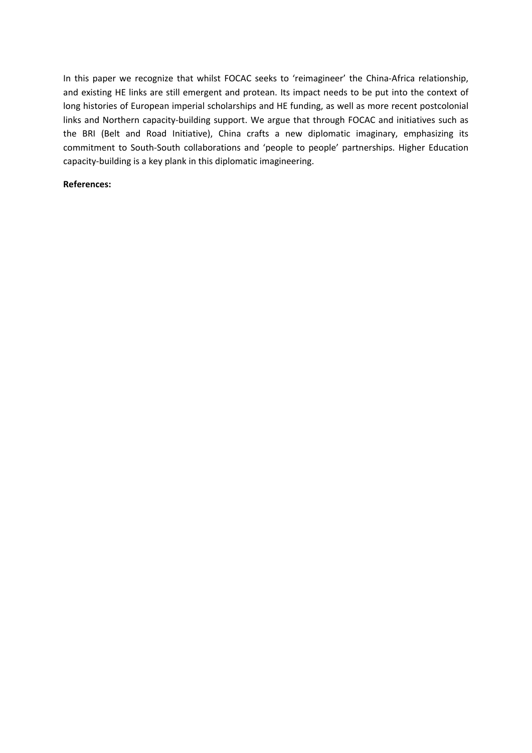In this paper we recognize that whilst FOCAC seeks to 'reimagineer' the China-Africa relationship, and existing HE links are still emergent and protean. Its impact needs to be put into the context of long histories of European imperial scholarships and HE funding, as well as more recent postcolonial links and Northern capacity-building support. We argue that through FOCAC and initiatives such as the BRI (Belt and Road Initiative), China crafts a new diplomatic imaginary, emphasizing its commitment to South-South collaborations and 'people to people' partnerships. Higher Education capacity-building is a key plank in this diplomatic imagineering.

**References:**